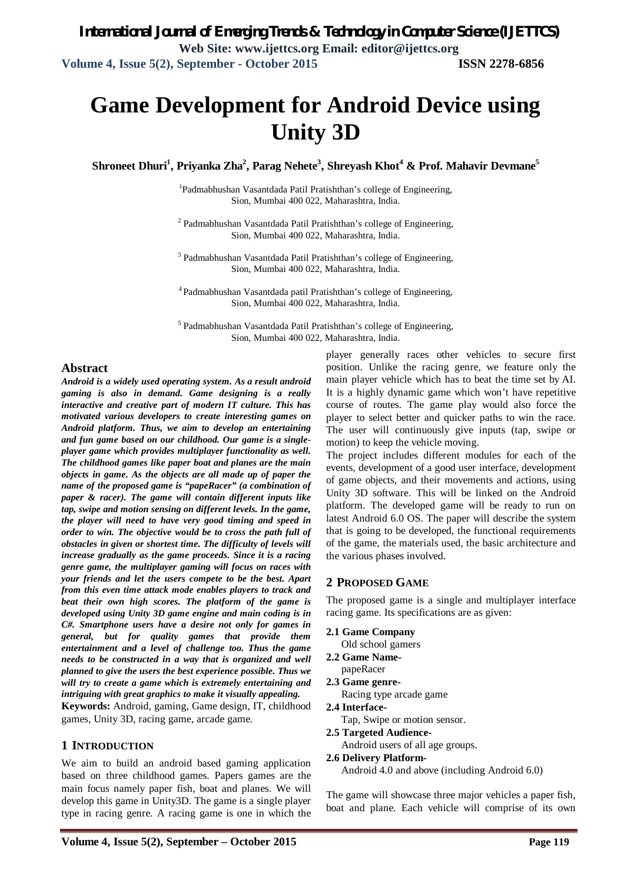# Game Development for Android Device using Unity 3D

**Shroneet Dhuri[1], Priyanka Zha[2], Parag Nehete[3], Shreyash Khot[4] & Prof. Mahavir Devmane[5]**

[1]Padmabhushan Vasantdada Patil Pratishthan's college of Engineering, Sion, Mumbai 400 022, Maharashtra, India.

[2] Padmabhushan Vasantdada Patil Pratishthan's college of Engineering, Sion, Mumbai 400 022, Maharashtra, India.

[3] Padmabhushan Vasantdada Patil Pratishthan's college of Engineering, Sion, Mumbai 400 022, Maharashtra, India.

[4] Padmabhushan Vasantdada patil Pratishthan's college of Engineering, Sion, Mumbai 400 022, Maharashtra, India.

[5] Padmabhushan Vasantdada Patil Pratishthan's college of Engineering, Sion, Mumbai 400 022, Maharashtra, India.

## Abstract

***Android is a widely used operating system. As a result android gaming is also in demand. Game designing is a really interactive and creative part of modern IT culture. This has motivated various developers to create interesting games on Android platform. Thus, we aim to develop an entertaining and fun game based on our childhood. Our game is a single-player game which provides multiplayer functionality as well. The childhood games like paper boat and planes are the main objects in game. As the objects are all made up of paper the name of the proposed game is "papeRacer" (a combination of paper & racer). The game will contain different inputs like tap, swipe and motion sensing on different levels. In the game, the player will need to have very good timing and speed in order to win. The objective would be to cross the path full of obstacles in given or shortest time. The difficulty of levels will increase gradually as the game proceeds. Since it is a racing genre game, the multiplayer gaming will focus on races with your friends and let the users compete to be the best. Apart from this even time attack mode enables players to track and beat their own high scores. The platform of the game is developed using Unity 3D game engine and main coding is in C#. Smartphone users have a desire not only for games in general, but for quality games that provide them entertainment and a level of challenge too. Thus the game needs to be constructed in a way that is organized and well planned to give the users the best experience possible. Thus we will try to create a game which is extremely entertaining and intriguing with great graphics to make it visually appealing.***

**Keywords:** Android, gaming, Game design, IT, childhood games, Unity 3D, racing game, arcade game.

## 1 INTRODUCTION

We aim to build an android based gaming application based on three childhood games. Papers games are the main focus namely paper fish, boat and planes. We will develop this game in Unity3D. The game is a single player type in racing genre. A racing game is one in which the player generally races other vehicles to secure first position. Unlike the racing genre, we feature only the main player vehicle which has to beat the time set by AI. It is a highly dynamic game which won't have repetitive course of routes. The game play would also force the player to select better and quicker paths to win the race. The user will continuously give inputs (tap, swipe or motion) to keep the vehicle moving.

The project includes different modules for each of the events, development of a good user interface, development of game objects, and their movements and actions, using Unity 3D software. This will be linked on the Android platform. The developed game will be ready to run on latest Android 6.0 OS. The paper will describe the system that is going to be developed, the functional requirements of the game, the materials used, the basic architecture and the various phases involved.

## 2 PROPOSED GAME

The proposed game is a single and multiplayer interface racing game. Its specifications are as given:

**2.1 Game Company**
Old school gamers

**2.2 Game Name-**
papeRacer

**2.3 Game genre-**
Racing type arcade game

**2.4 Interface-**
Tap, Swipe or motion sensor.

**2.5 Targeted Audience-**
Android users of all age groups.

**2.6 Delivery Platform-**
Android 4.0 and above (including Android 6.0)

The game will showcase three major vehicles a paper fish, boat and plane. Each vehicle will comprise of its own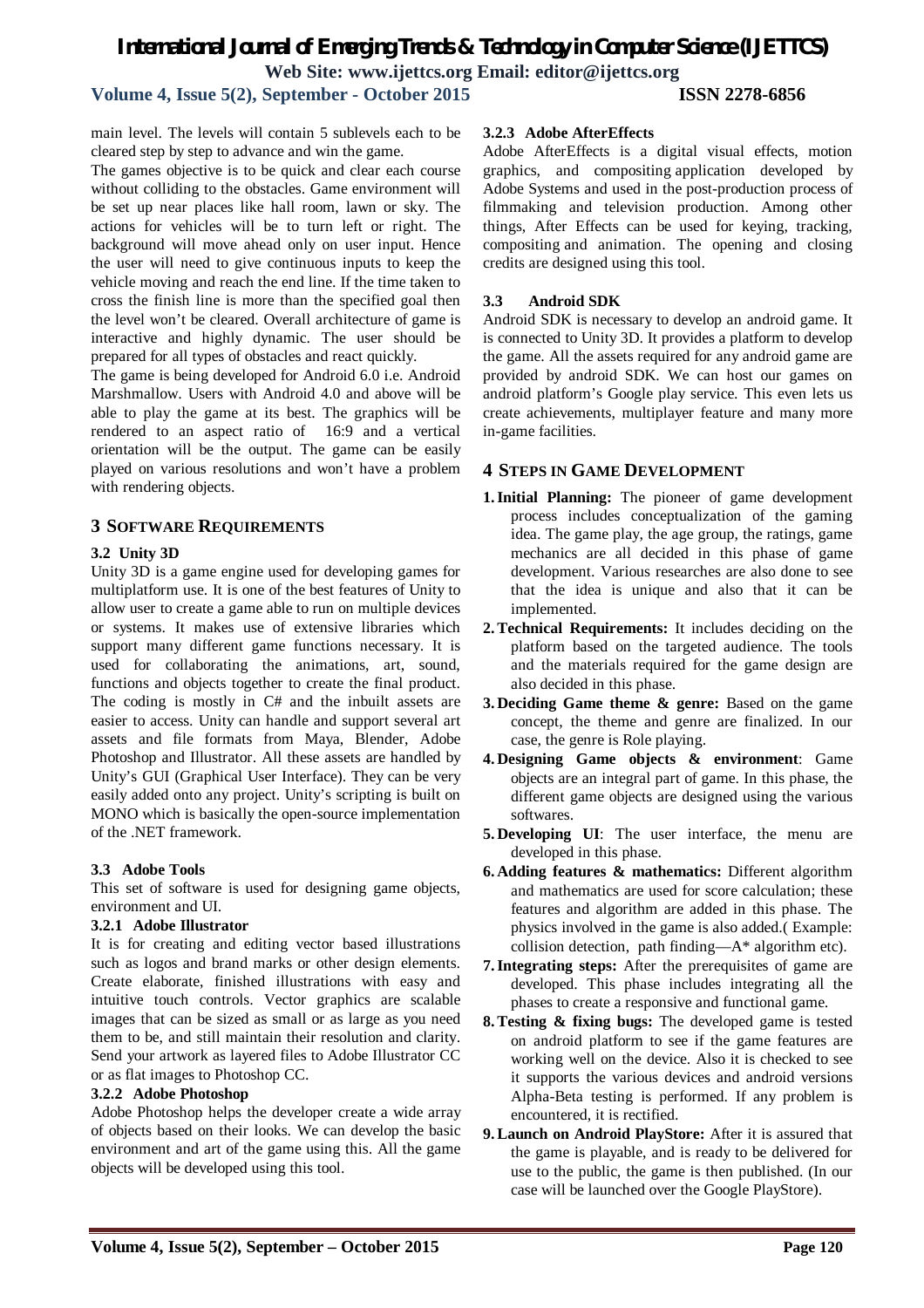main level. The levels will contain 5 sublevels each to be cleared step by step to advance and win the game.

The games objective is to be quick and clear each course without colliding to the obstacles. Game environment will be set up near places like hall room, lawn or sky. The actions for vehicles will be to turn left or right. The background will move ahead only on user input. Hence the user will need to give continuous inputs to keep the vehicle moving and reach the end line. If the time taken to cross the finish line is more than the specified goal then the level won't be cleared. Overall architecture of game is interactive and highly dynamic. The user should be prepared for all types of obstacles and react quickly.

The game is being developed for Android 6.0 i.e. Android Marshmallow. Users with Android 4.0 and above will be able to play the game at its best. The graphics will be rendered to an aspect ratio of 16:9 and a vertical orientation will be the output. The game can be easily played on various resolutions and won't have a problem with rendering objects.

## 3 SOFTWARE REQUIREMENTS

### 3.2 Unity 3D

Unity 3D is a game engine used for developing games for multiplatform use. It is one of the best features of Unity to allow user to create a game able to run on multiple devices or systems. It makes use of extensive libraries which support many different game functions necessary. It is used for collaborating the animations, art, sound, functions and objects together to create the final product. The coding is mostly in C# and the inbuilt assets are easier to access. Unity can handle and support several art assets and file formats from Maya, Blender, Adobe Photoshop and Illustrator. All these assets are handled by Unity's GUI (Graphical User Interface). They can be very easily added onto any project. Unity's scripting is built on MONO which is basically the open-source implementation of the .NET framework.

### 3.3 Adobe Tools

This set of software is used for designing game objects, environment and UI.

#### 3.2.1 Adobe Illustrator

It is for creating and editing vector based illustrations such as logos and brand marks or other design elements. Create elaborate, finished illustrations with easy and intuitive touch controls. Vector graphics are scalable images that can be sized as small or as large as you need them to be, and still maintain their resolution and clarity. Send your artwork as layered files to Adobe Illustrator CC or as flat images to Photoshop CC.

#### 3.2.2 Adobe Photoshop

Adobe Photoshop helps the developer create a wide array of objects based on their looks. We can develop the basic environment and art of the game using this. All the game objects will be developed using this tool.

#### 3.2.3 Adobe AfterEffects

Adobe AfterEffects is a digital visual effects, motion graphics, and compositing application developed by Adobe Systems and used in the post-production process of filmmaking and television production. Among other things, After Effects can be used for keying, tracking, compositing and animation. The opening and closing credits are designed using this tool.

### 3.3 Android SDK

Android SDK is necessary to develop an android game. It is connected to Unity 3D. It provides a platform to develop the game. All the assets required for any android game are provided by android SDK. We can host our games on android platform's Google play service. This even lets us create achievements, multiplayer feature and many more in-game facilities.

## 4 STEPS IN GAME DEVELOPMENT

1. **Initial Planning:** The pioneer of game development process includes conceptualization of the gaming idea. The game play, the age group, the ratings, game mechanics are all decided in this phase of game development. Various researches are also done to see that the idea is unique and also that it can be implemented.
2. **Technical Requirements:** It includes deciding on the platform based on the targeted audience. The tools and the materials required for the game design are also decided in this phase.
3. **Deciding Game theme & genre:** Based on the game concept, the theme and genre are finalized. In our case, the genre is Role playing.
4. **Designing Game objects & environment**: Game objects are an integral part of game. In this phase, the different game objects are designed using the various softwares.
5. **Developing UI**: The user interface, the menu are developed in this phase.
6. **Adding features & mathematics:** Different algorithm and mathematics are used for score calculation; these features and algorithm are added in this phase. The physics involved in the game is also added.( Example: collision detection, path finding—A* algorithm etc).
7. **Integrating steps:** After the prerequisites of game are developed. This phase includes integrating all the phases to create a responsive and functional game.
8. **Testing & fixing bugs:** The developed game is tested on android platform to see if the game features are working well on the device. Also it is checked to see it supports the various devices and android versions Alpha-Beta testing is performed. If any problem is encountered, it is rectified.
9. **Launch on Android PlayStore:** After it is assured that the game is playable, and is ready to be delivered for use to the public, the game is then published. (In our case will be launched over the Google PlayStore).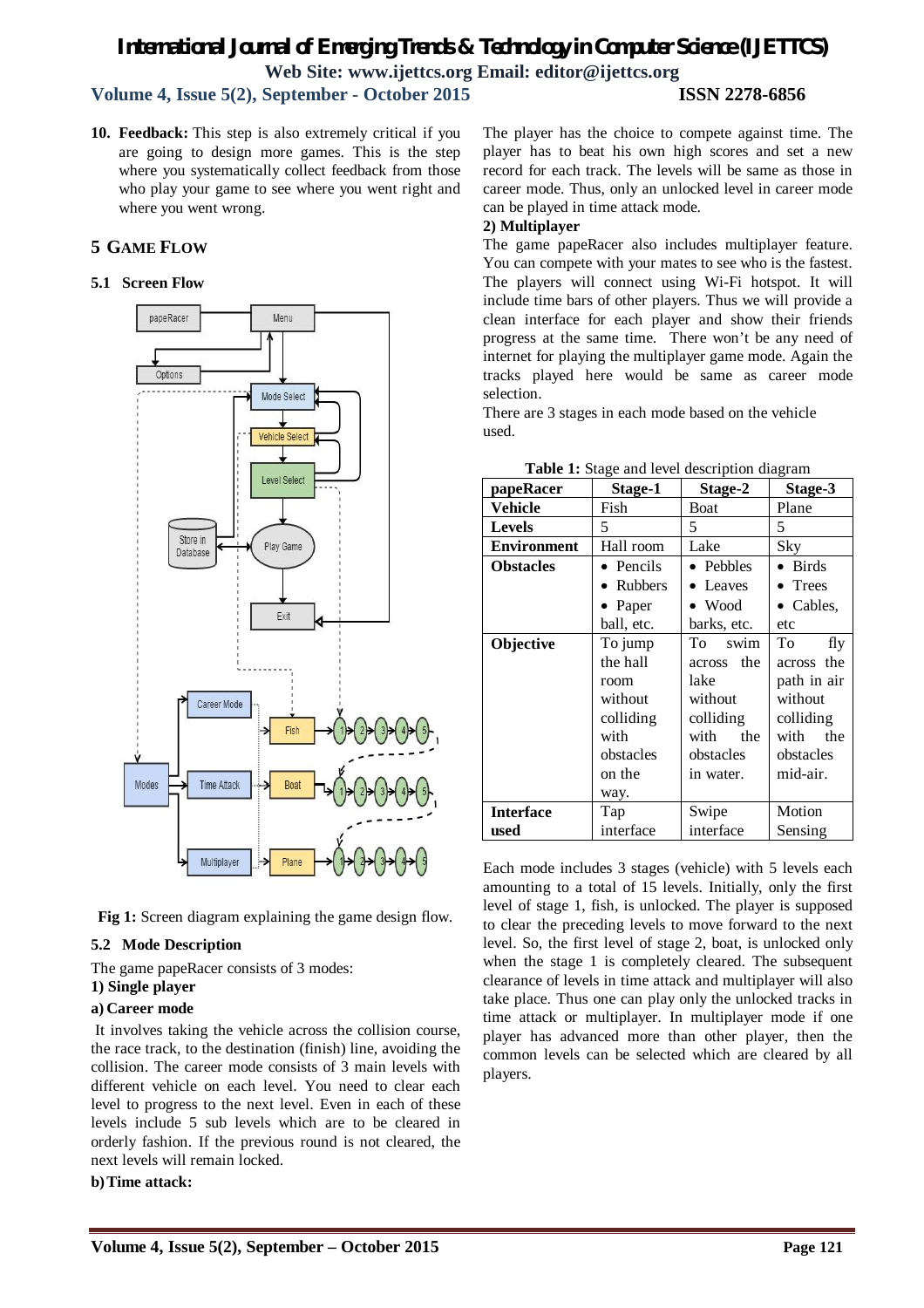10. **Feedback:** This step is also extremely critical if you are going to design more games. This is the step where you systematically collect feedback from those who play your game to see where you went right and where you went wrong.

## 5 GAME FLOW

### 5.1 Screen Flow

**Fig 1:** Screen diagram explaining the game design flow.

### 5.2 Mode Description

The game papeRacer consists of 3 modes:

**1) Single player**

**a) Career mode**

It involves taking the vehicle across the collision course, the race track, to the destination (finish) line, avoiding the collision. The career mode consists of 3 main levels with different vehicle on each level. You need to clear each level to progress to the next level. Even in each of these levels include 5 sub levels which are to be cleared in orderly fashion. If the previous round is not cleared, the next levels will remain locked.

**b) Time attack:**

The player has the choice to compete against time. The player has to beat his own high scores and set a new record for each track. The levels will be same as those in career mode. Thus, only an unlocked level in career mode can be played in time attack mode.

**2) Multiplayer**

The game papeRacer also includes multiplayer feature. You can compete with your mates to see who is the fastest. The players will connect using Wi-Fi hotspot. It will include time bars of other players. Thus we will provide a clean interface for each player and show their friends progress at the same time. There won't be any need of internet for playing the multiplayer game mode. Again the tracks played here would be same as career mode selection.

There are 3 stages in each mode based on the vehicle used.

**Table 1:** Stage and level description diagram

| papeRacer | Stage-1 | Stage-2 | Stage-3 |
|---|---|---|---|
| **Vehicle** | Fish | Boat | Plane |
| **Levels** | 5 | 5 | 5 |
| **Environment** | Hall room | Lake | Sky |
| **Obstacles** | • Pencils • Rubbers • Paper ball, etc. | • Pebbles • Leaves • Wood barks, etc. | • Birds • Trees • Cables, etc |
| **Objective** | To jump the hall room without colliding with obstacles on the way. | To swim across the lake without colliding with the obstacles in water. | To fly across the path in air without colliding with the obstacles mid-air. |
| **Interface used** | Tap interface | Swipe interface | Motion Sensing |

Each mode includes 3 stages (vehicle) with 5 levels each amounting to a total of 15 levels. Initially, only the first level of stage 1, fish, is unlocked. The player is supposed to clear the preceding levels to move forward to the next level. So, the first level of stage 2, boat, is unlocked only when the stage 1 is completely cleared. The subsequent clearance of levels in time attack and multiplayer will also take place. Thus one can play only the unlocked tracks in time attack or multiplayer. In multiplayer mode if one player has advanced more than other player, then the common levels can be selected which are cleared by all players.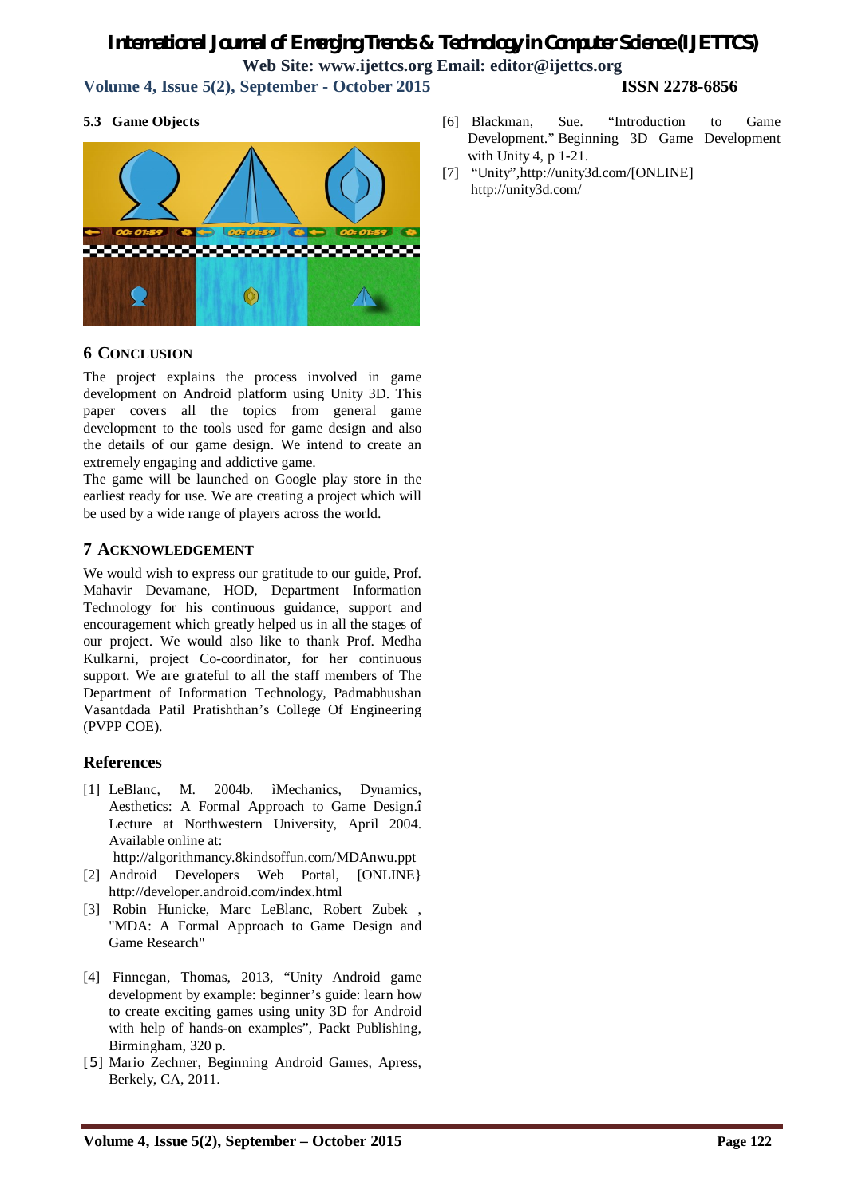### 5.3 Game Objects

## 6 CONCLUSION

The project explains the process involved in game development on Android platform using Unity 3D. This paper covers all the topics from general game development to the tools used for game design and also the details of our game design. We intend to create an extremely engaging and addictive game.

The game will be launched on Google play store in the earliest ready for use. We are creating a project which will be used by a wide range of players across the world.

## 7 ACKNOWLEDGEMENT

We would wish to express our gratitude to our guide, Prof. Mahavir Devamane, HOD, Department Information Technology for his continuous guidance, support and encouragement which greatly helped us in all the stages of our project. We would also like to thank Prof. Medha Kulkarni, project Co-coordinator, for her continuous support. We are grateful to all the staff members of The Department of Information Technology, Padmabhushan Vasantdada Patil Pratishthan's College Of Engineering (PVPP COE).

## References

[1] LeBlanc, M. 2004b. ìMechanics, Dynamics, Aesthetics: A Formal Approach to Game Design.î Lecture at Northwestern University, April 2004. Available online at: http://algorithmancy.8kindsoffun.com/MDAnwu.ppt

[2] Android Developers Web Portal, [ONLINE} http://developer.android.com/index.html

[3] Robin Hunicke, Marc LeBlanc, Robert Zubek , "MDA: A Formal Approach to Game Design and Game Research"

[4] Finnegan, Thomas, 2013, "Unity Android game development by example: beginner's guide: learn how to create exciting games using unity 3D for Android with help of hands-on examples", Packt Publishing, Birmingham, 320 p.

[5] Mario Zechner, Beginning Android Games, Apress, Berkely, CA, 2011.

[6] Blackman, Sue. "Introduction to Game Development." Beginning 3D Game Development with Unity 4, p 1-21.

[7] "Unity",http://unity3d.com/[ONLINE] http://unity3d.com/